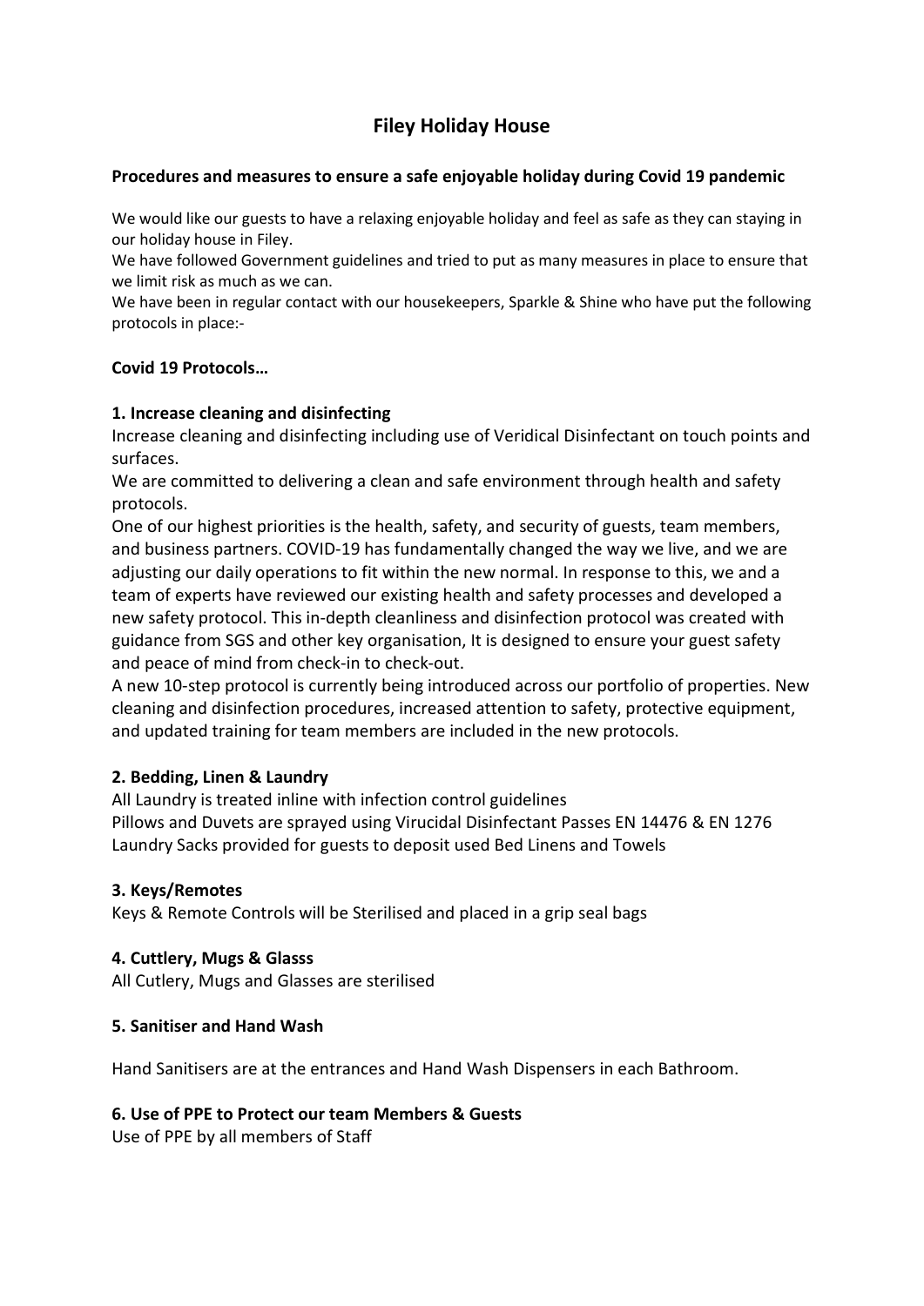# Filey Holiday House

**Procedures and measures to ensure a safe enjoyable holiday during Covid 19 pandemic**

We would like our guests to have a relaxing enjoyable holiday and feel as safe as they can staying in our holiday house in Filey.
We have followed Government guidelines and tried to put as many measures in place to ensure that we limit risk as much as we can.
We have been in regular contact with our housekeepers, Sparkle & Shine who have put the following protocols in place:-

**Covid 19 Protocols…**

**1. Increase cleaning and disinfecting**

Increase cleaning and disinfecting including use of Veridical Disinfectant on touch points and surfaces.
We are committed to delivering a clean and safe environment through health and safety protocols.
One of our highest priorities is the health, safety, and security of guests, team members, and business partners. COVID-19 has fundamentally changed the way we live, and we are adjusting our daily operations to fit within the new normal. In response to this, we and a team of experts have reviewed our existing health and safety processes and developed a new safety protocol. This in-depth cleanliness and disinfection protocol was created with guidance from SGS and other key organisation, It is designed to ensure your guest safety and peace of mind from check-in to check-out.
A new 10-step protocol is currently being introduced across our portfolio of properties. New cleaning and disinfection procedures, increased attention to safety, protective equipment, and updated training for team members are included in the new protocols.

**2. Bedding, Linen & Laundry**

All Laundry is treated inline with infection control guidelines
Pillows and Duvets are sprayed using Virucidal Disinfectant Passes EN 14476 & EN 1276
Laundry Sacks provided for guests to deposit used Bed Linens and Towels

**3. Keys/Remotes**

Keys & Remote Controls will be Sterilised and placed in a grip seal bags

**4. Cuttlery, Mugs & Glasss**

All Cutlery, Mugs and Glasses are sterilised

**5. Sanitiser and Hand Wash**

Hand Sanitisers are at the entrances and Hand Wash Dispensers in each Bathroom.

**6. Use of PPE to Protect our team Members & Guests**

Use of PPE by all members of Staff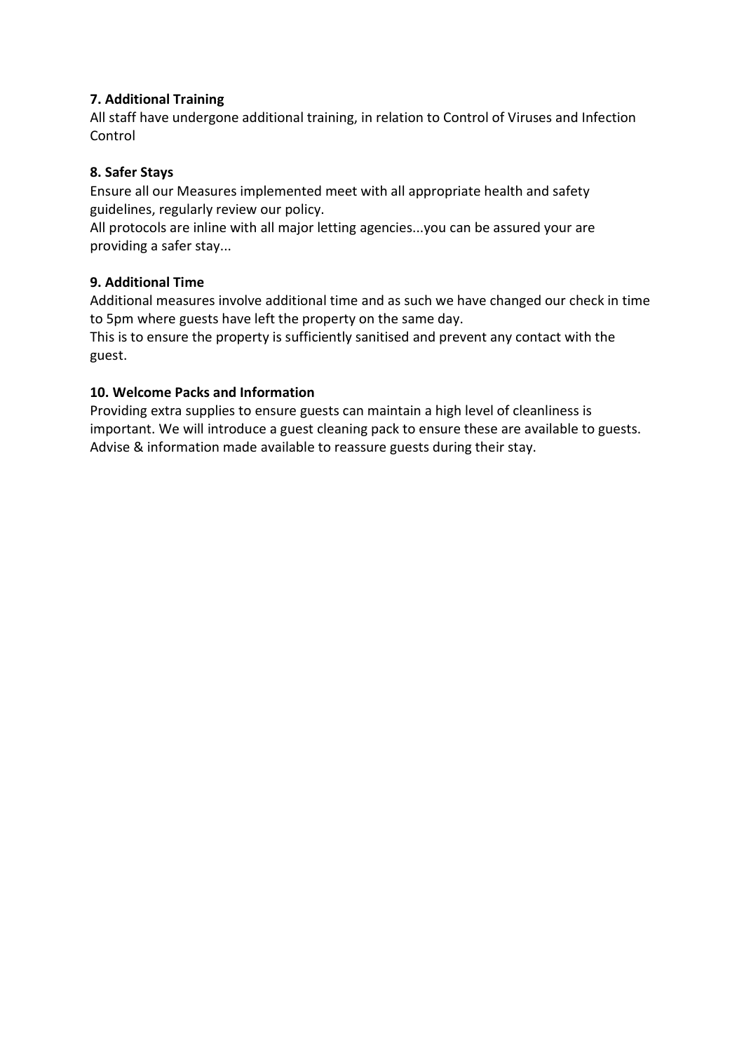**7. Additional Training**
All staff have undergone additional training, in relation to Control of Viruses and Infection Control

**8. Safer Stays**
Ensure all our Measures implemented meet with all appropriate health and safety guidelines, regularly review our policy.
All protocols are inline with all major letting agencies...you can be assured your are providing a safer stay...

**9. Additional Time**
Additional measures involve additional time and as such we have changed our check in time to 5pm where guests have left the property on the same day.
This is to ensure the property is sufficiently sanitised and prevent any contact with the guest.

**10. Welcome Packs and Information**
Providing extra supplies to ensure guests can maintain a high level of cleanliness is important. We will introduce a guest cleaning pack to ensure these are available to guests.
Advise & information made available to reassure guests during their stay.